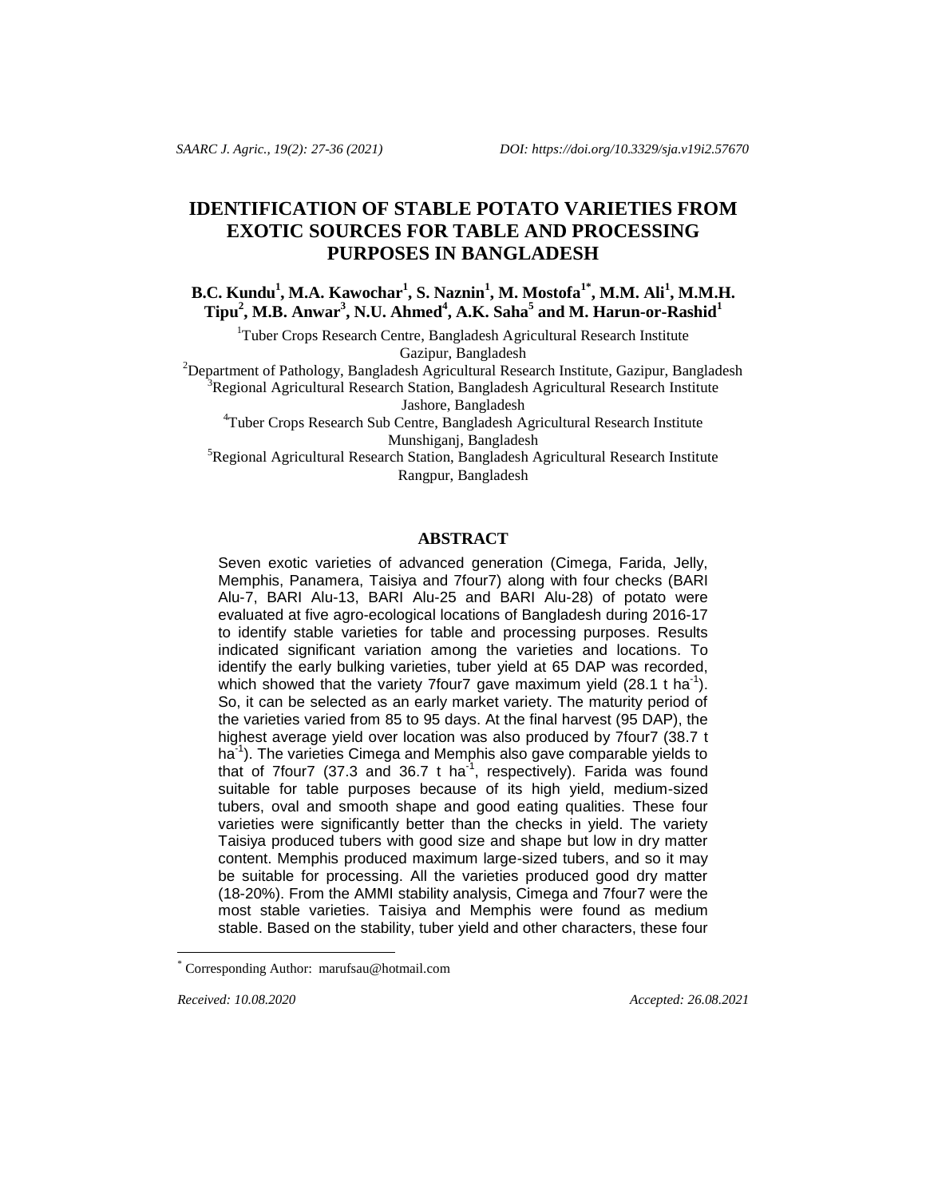# IDENTIFICATION OF STABLE POTATO VARIETIES FROM EXOTIC SOURCES FOR TABLE AND PROCESSING PURPOSES IN BANGLADESH

**B.C. Kundu[1], M.A. Kawochar[1], S. Naznin[1], M. Mostofa[1*], M.M. Ali[1], M.M.H. Tipu[2], M.B. Anwar[3], N.U. Ahmed[4], A.K. Saha[5] and M. Harun-or-Rashid[1]**

[1]Tuber Crops Research Centre, Bangladesh Agricultural Research Institute Gazipur, Bangladesh

[2]Department of Pathology, Bangladesh Agricultural Research Institute, Gazipur, Bangladesh

[3]Regional Agricultural Research Station, Bangladesh Agricultural Research Institute Jashore, Bangladesh

[4]Tuber Crops Research Sub Centre, Bangladesh Agricultural Research Institute Munshiganj, Bangladesh

[5]Regional Agricultural Research Station, Bangladesh Agricultural Research Institute Rangpur, Bangladesh

## ABSTRACT

Seven exotic varieties of advanced generation (Cimega, Farida, Jelly, Memphis, Panamera, Taisiya and 7four7) along with four checks (BARI Alu-7, BARI Alu-13, BARI Alu-25 and BARI Alu-28) of potato were evaluated at five agro-ecological locations of Bangladesh during 2016-17 to identify stable varieties for table and processing purposes. Results indicated significant variation among the varieties and locations. To identify the early bulking varieties, tuber yield at 65 DAP was recorded, which showed that the variety 7four7 gave maximum yield (28.1 t $ha^{-1}$). So, it can be selected as an early market variety. The maturity period of the varieties varied from 85 to 95 days. At the final harvest (95 DAP), the highest average yield over location was also produced by 7four7 (38.7 t $ha^{-1}$). The varieties Cimega and Memphis also gave comparable yields to that of 7four7 (37.3 and 36.7 t $ha^{-1}$, respectively). Farida was found suitable for table purposes because of its high yield, medium-sized tubers, oval and smooth shape and good eating qualities. These four varieties were significantly better than the checks in yield. The variety Taisiya produced tubers with good size and shape but low in dry matter content. Memphis produced maximum large-sized tubers, and so it may be suitable for processing. All the varieties produced good dry matter (18-20%). From the AMMI stability analysis, Cimega and 7four7 were the most stable varieties. Taisiya and Memphis were found as medium stable. Based on the stability, tuber yield and other characters, these four

[*] Corresponding Author: marufsau@hotmail.com

*Received: 10.08.2020* *Accepted: 26.08.2021*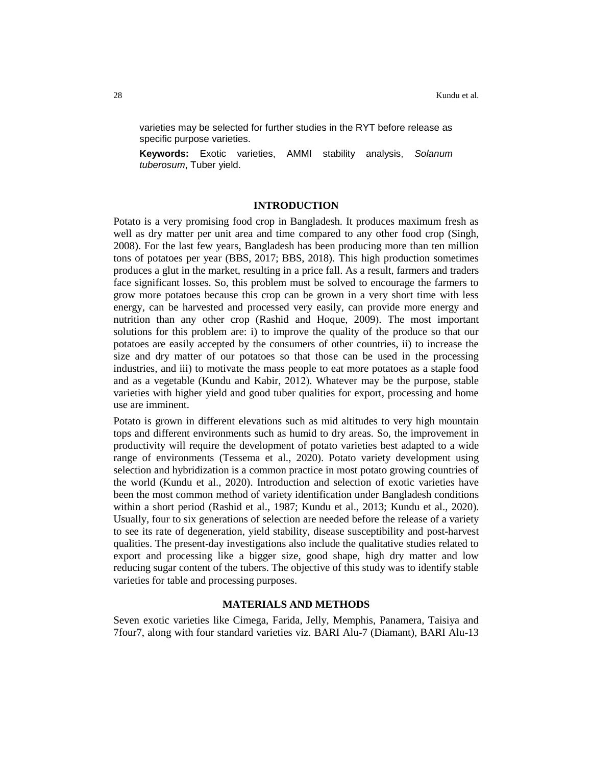varieties may be selected for further studies in the RYT before release as specific purpose varieties.

**Keywords:** Exotic varieties, AMMI stability analysis, *Solanum tuberosum*, Tuber yield.

## INTRODUCTION

Potato is a very promising food crop in Bangladesh. It produces maximum fresh as well as dry matter per unit area and time compared to any other food crop (Singh, 2008). For the last few years, Bangladesh has been producing more than ten million tons of potatoes per year (BBS, 2017; BBS, 2018). This high production sometimes produces a glut in the market, resulting in a price fall. As a result, farmers and traders face significant losses. So, this problem must be solved to encourage the farmers to grow more potatoes because this crop can be grown in a very short time with less energy, can be harvested and processed very easily, can provide more energy and nutrition than any other crop (Rashid and Hoque, 2009). The most important solutions for this problem are: i) to improve the quality of the produce so that our potatoes are easily accepted by the consumers of other countries, ii) to increase the size and dry matter of our potatoes so that those can be used in the processing industries, and iii) to motivate the mass people to eat more potatoes as a staple food and as a vegetable (Kundu and Kabir, 2012). Whatever may be the purpose, stable varieties with higher yield and good tuber qualities for export, processing and home use are imminent.

Potato is grown in different elevations such as mid altitudes to very high mountain tops and different environments such as humid to dry areas. So, the improvement in productivity will require the development of potato varieties best adapted to a wide range of environments (Tessema et al., 2020). Potato variety development using selection and hybridization is a common practice in most potato growing countries of the world (Kundu et al., 2020). Introduction and selection of exotic varieties have been the most common method of variety identification under Bangladesh conditions within a short period (Rashid et al., 1987; Kundu et al., 2013; Kundu et al., 2020). Usually, four to six generations of selection are needed before the release of a variety to see its rate of degeneration, yield stability, disease susceptibility and post-harvest qualities. The present-day investigations also include the qualitative studies related to export and processing like a bigger size, good shape, high dry matter and low reducing sugar content of the tubers. The objective of this study was to identify stable varieties for table and processing purposes.

## MATERIALS AND METHODS

Seven exotic varieties like Cimega, Farida, Jelly, Memphis, Panamera, Taisiya and 7four7, along with four standard varieties viz. BARI Alu-7 (Diamant), BARI Alu-13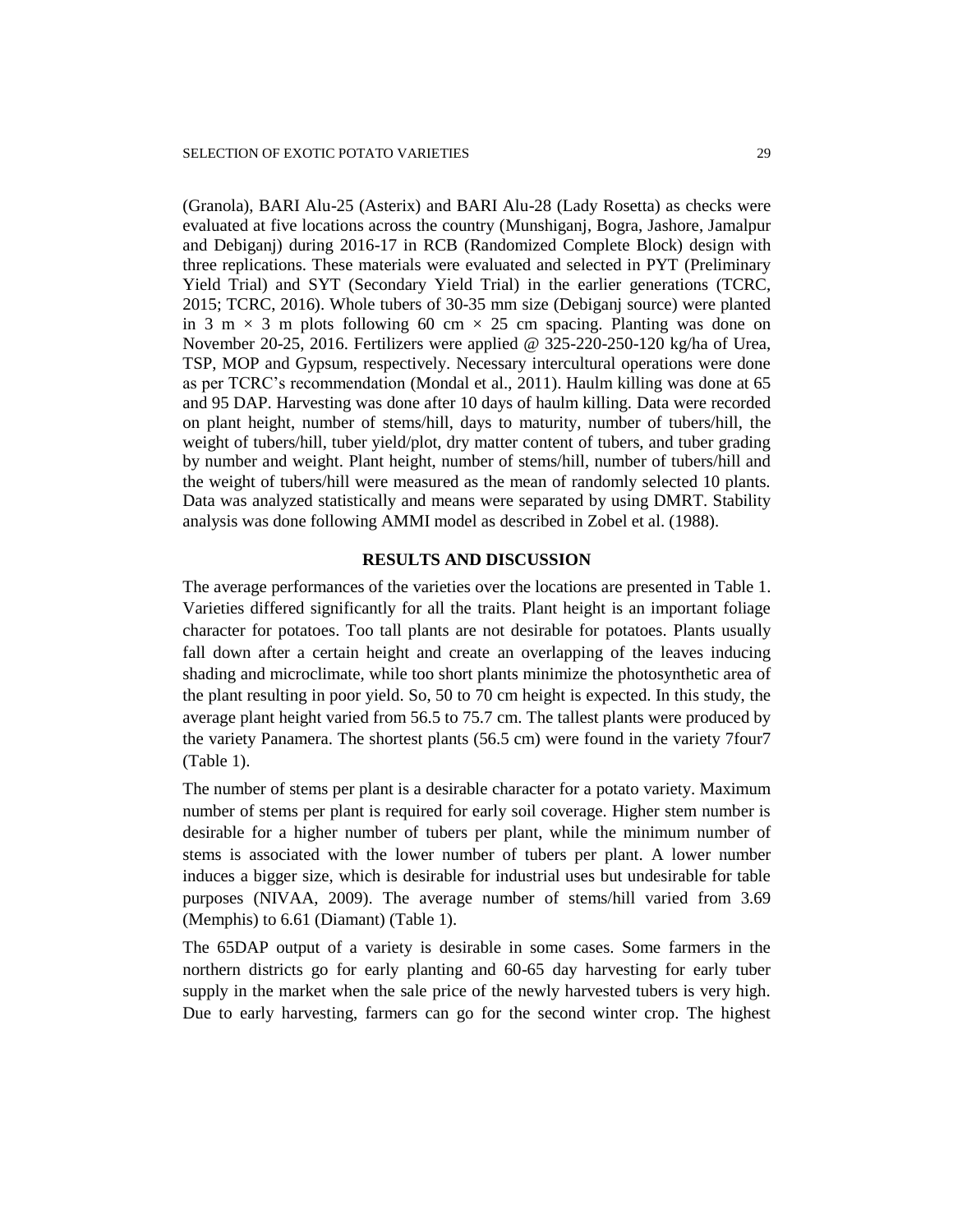(Granola), BARI Alu-25 (Asterix) and BARI Alu-28 (Lady Rosetta) as checks were evaluated at five locations across the country (Munshiganj, Bogra, Jashore, Jamalpur and Debiganj) during 2016-17 in RCB (Randomized Complete Block) design with three replications. These materials were evaluated and selected in PYT (Preliminary Yield Trial) and SYT (Secondary Yield Trial) in the earlier generations (TCRC, 2015; TCRC, 2016). Whole tubers of 30-35 mm size (Debiganj source) were planted in 3 m × 3 m plots following 60 cm × 25 cm spacing. Planting was done on November 20-25, 2016. Fertilizers were applied @ 325-220-250-120 kg/ha of Urea, TSP, MOP and Gypsum, respectively. Necessary intercultural operations were done as per TCRC's recommendation (Mondal et al., 2011). Haulm killing was done at 65 and 95 DAP. Harvesting was done after 10 days of haulm killing. Data were recorded on plant height, number of stems/hill, days to maturity, number of tubers/hill, the weight of tubers/hill, tuber yield/plot, dry matter content of tubers, and tuber grading by number and weight. Plant height, number of stems/hill, number of tubers/hill and the weight of tubers/hill were measured as the mean of randomly selected 10 plants. Data was analyzed statistically and means were separated by using DMRT. Stability analysis was done following AMMI model as described in Zobel et al. (1988).

## RESULTS AND DISCUSSION

The average performances of the varieties over the locations are presented in Table 1. Varieties differed significantly for all the traits. Plant height is an important foliage character for potatoes. Too tall plants are not desirable for potatoes. Plants usually fall down after a certain height and create an overlapping of the leaves inducing shading and microclimate, while too short plants minimize the photosynthetic area of the plant resulting in poor yield. So, 50 to 70 cm height is expected. In this study, the average plant height varied from 56.5 to 75.7 cm. The tallest plants were produced by the variety Panamera. The shortest plants (56.5 cm) were found in the variety 7four7 (Table 1).

The number of stems per plant is a desirable character for a potato variety. Maximum number of stems per plant is required for early soil coverage. Higher stem number is desirable for a higher number of tubers per plant, while the minimum number of stems is associated with the lower number of tubers per plant. A lower number induces a bigger size, which is desirable for industrial uses but undesirable for table purposes (NIVAA, 2009). The average number of stems/hill varied from 3.69 (Memphis) to 6.61 (Diamant) (Table 1).

The 65DAP output of a variety is desirable in some cases. Some farmers in the northern districts go for early planting and 60-65 day harvesting for early tuber supply in the market when the sale price of the newly harvested tubers is very high. Due to early harvesting, farmers can go for the second winter crop. The highest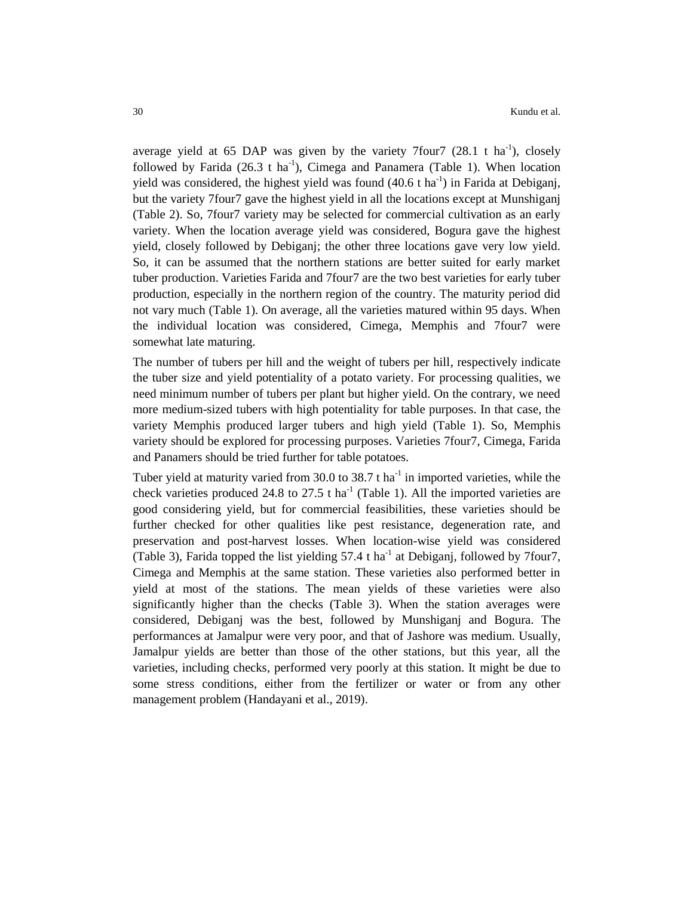average yield at 65 DAP was given by the variety 7four7 (28.1 t ha$^{-1}$), closely followed by Farida (26.3 t ha$^{-1}$), Cimega and Panamera (Table 1). When location yield was considered, the highest yield was found (40.6 t ha$^{-1}$) in Farida at Debiganj, but the variety 7four7 gave the highest yield in all the locations except at Munshiganj (Table 2). So, 7four7 variety may be selected for commercial cultivation as an early variety. When the location average yield was considered, Bogura gave the highest yield, closely followed by Debiganj; the other three locations gave very low yield. So, it can be assumed that the northern stations are better suited for early market tuber production. Varieties Farida and 7four7 are the two best varieties for early tuber production, especially in the northern region of the country. The maturity period did not vary much (Table 1). On average, all the varieties matured within 95 days. When the individual location was considered, Cimega, Memphis and 7four7 were somewhat late maturing.

The number of tubers per hill and the weight of tubers per hill, respectively indicate the tuber size and yield potentiality of a potato variety. For processing qualities, we need minimum number of tubers per plant but higher yield. On the contrary, we need more medium-sized tubers with high potentiality for table purposes. In that case, the variety Memphis produced larger tubers and high yield (Table 1). So, Memphis variety should be explored for processing purposes. Varieties 7four7, Cimega, Farida and Panamers should be tried further for table potatoes.

Tuber yield at maturity varied from 30.0 to 38.7 t ha$^{-1}$ in imported varieties, while the check varieties produced 24.8 to 27.5 t ha$^{-1}$ (Table 1). All the imported varieties are good considering yield, but for commercial feasibilities, these varieties should be further checked for other qualities like pest resistance, degeneration rate, and preservation and post-harvest losses. When location-wise yield was considered (Table 3), Farida topped the list yielding 57.4 t ha$^{-1}$ at Debiganj, followed by 7four7, Cimega and Memphis at the same station. These varieties also performed better in yield at most of the stations. The mean yields of these varieties were also significantly higher than the checks (Table 3). When the station averages were considered, Debiganj was the best, followed by Munshiganj and Bogura. The performances at Jamalpur were very poor, and that of Jashore was medium. Usually, Jamalpur yields are better than those of the other stations, but this year, all the varieties, including checks, performed very poorly at this station. It might be due to some stress conditions, either from the fertilizer or water or from any other management problem (Handayani et al., 2019).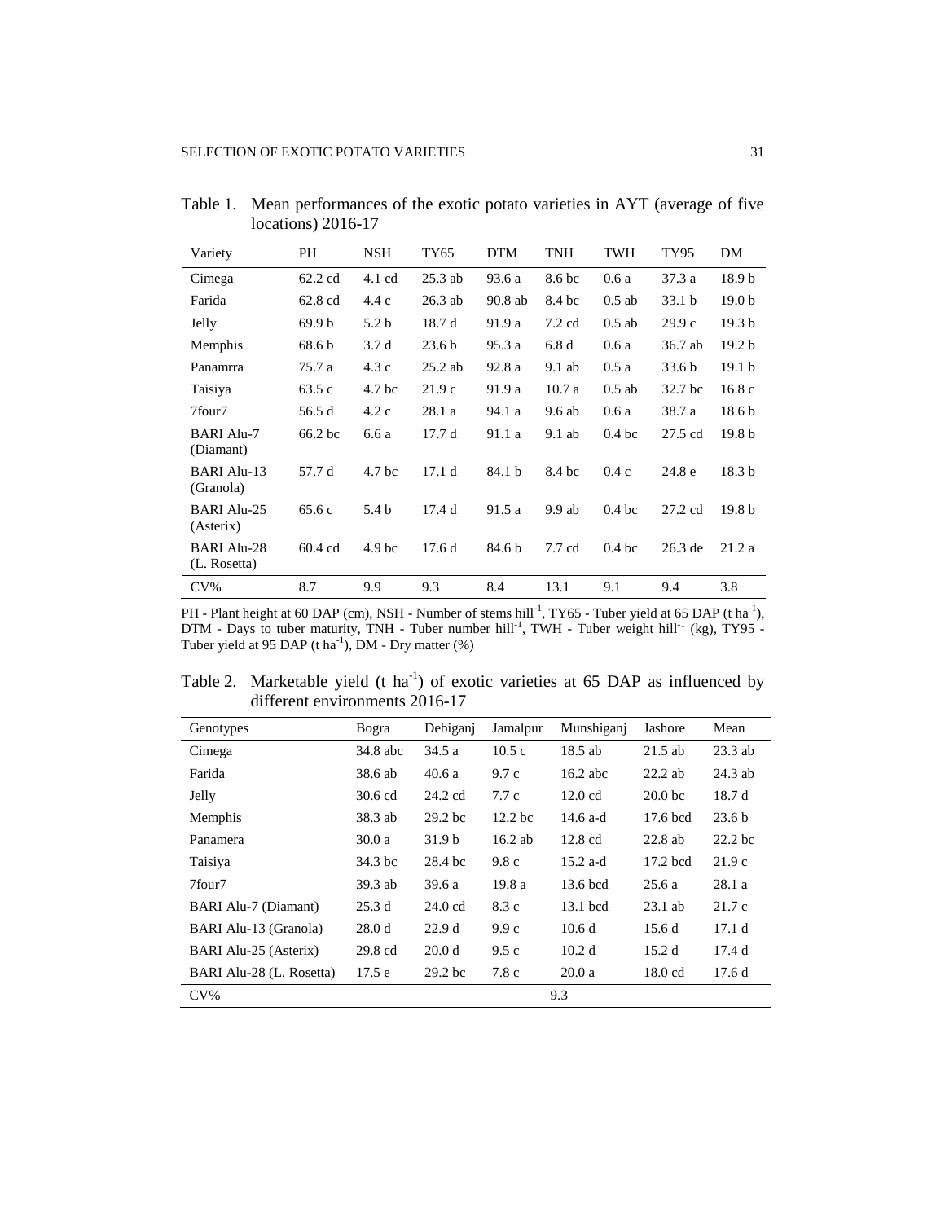Table 1. Mean performances of the exotic potato varieties in AYT (average of five locations) 2016-17

| Variety | PH | NSH | TY65 | DTM | TNH | TWH | TY95 | DM |
|---|---|---|---|---|---|---|---|---|
| Cimega | 62.2 cd | 4.1 cd | 25.3 ab | 93.6 a | 8.6 bc | 0.6 a | 37.3 a | 18.9 b |
| Farida | 62.8 cd | 4.4 c | 26.3 ab | 90.8 ab | 8.4 bc | 0.5 ab | 33.1 b | 19.0 b |
| Jelly | 69.9 b | 5.2 b | 18.7 d | 91.9 a | 7.2 cd | 0.5 ab | 29.9 c | 19.3 b |
| Memphis | 68.6 b | 3.7 d | 23.6 b | 95.3 a | 6.8 d | 0.6 a | 36.7 ab | 19.2 b |
| Panamrra | 75.7 a | 4.3 c | 25.2 ab | 92.8 a | 9.1 ab | 0.5 a | 33.6 b | 19.1 b |
| Taisiya | 63.5 c | 4.7 bc | 21.9 c | 91.9 a | 10.7 a | 0.5 ab | 32.7 bc | 16.8 c |
| 7four7 | 56.5 d | 4.2 c | 28.1 a | 94.1 a | 9.6 ab | 0.6 a | 38.7 a | 18.6 b |
| BARI Alu-7 (Diamant) | 66.2 bc | 6.6 a | 17.7 d | 91.1 a | 9.1 ab | 0.4 bc | 27.5 cd | 19.8 b |
| BARI Alu-13 (Granola) | 57.7 d | 4.7 bc | 17.1 d | 84.1 b | 8.4 bc | 0.4 c | 24.8 e | 18.3 b |
| BARI Alu-25 (Asterix) | 65.6 c | 5.4 b | 17.4 d | 91.5 a | 9.9 ab | 0.4 bc | 27.2 cd | 19.8 b |
| BARI Alu-28 (L. Rosetta) | 60.4 cd | 4.9 bc | 17.6 d | 84.6 b | 7.7 cd | 0.4 bc | 26.3 de | 21.2 a |
| CV% | 8.7 | 9.9 | 9.3 | 8.4 | 13.1 | 9.1 | 9.4 | 3.8 |

PH - Plant height at 60 DAP (cm), NSH - Number of stems hill$^{-1}$, TY65 - Tuber yield at 65 DAP (t ha$^{-1}$), DTM - Days to tuber maturity, TNH - Tuber number hill$^{-1}$, TWH - Tuber weight hill$^{-1}$ (kg), TY95 - Tuber yield at 95 DAP (t ha$^{-1}$), DM - Dry matter (%)

Table 2. Marketable yield (t ha$^{-1}$) of exotic varieties at 65 DAP as influenced by different environments 2016-17

| Genotypes | Bogra | Debiganj | Jamalpur | Munshiganj | Jashore | Mean |
|---|---|---|---|---|---|---|
| Cimega | 34.8 abc | 34.5 a | 10.5 c | 18.5 ab | 21.5 ab | 23.3 ab |
| Farida | 38.6 ab | 40.6 a | 9.7 c | 16.2 abc | 22.2 ab | 24.3 ab |
| Jelly | 30.6 cd | 24.2 cd | 7.7 c | 12.0 cd | 20.0 bc | 18.7 d |
| Memphis | 38.3 ab | 29.2 bc | 12.2 bc | 14.6 a-d | 17.6 bcd | 23.6 b |
| Panamera | 30.0 a | 31.9 b | 16.2 ab | 12.8 cd | 22.8 ab | 22.2 bc |
| Taisiya | 34.3 bc | 28.4 bc | 9.8 c | 15.2 a-d | 17.2 bcd | 21.9 c |
| 7four7 | 39.3 ab | 39.6 a | 19.8 a | 13.6 bcd | 25.6 a | 28.1 a |
| BARI Alu-7 (Diamant) | 25.3 d | 24.0 cd | 8.3 c | 13.1 bcd | 23.1 ab | 21.7 c |
| BARI Alu-13 (Granola) | 28.0 d | 22.9 d | 9.9 c | 10.6 d | 15.6 d | 17.1 d |
| BARI Alu-25 (Asterix) | 29.8 cd | 20.0 d | 9.5 c | 10.2 d | 15.2 d | 17.4 d |
| BARI Alu-28 (L. Rosetta) | 17.5 e | 29.2 bc | 7.8 c | 20.0 a | 18.0 cd | 17.6 d |
| CV% | | | | 9.3 | | |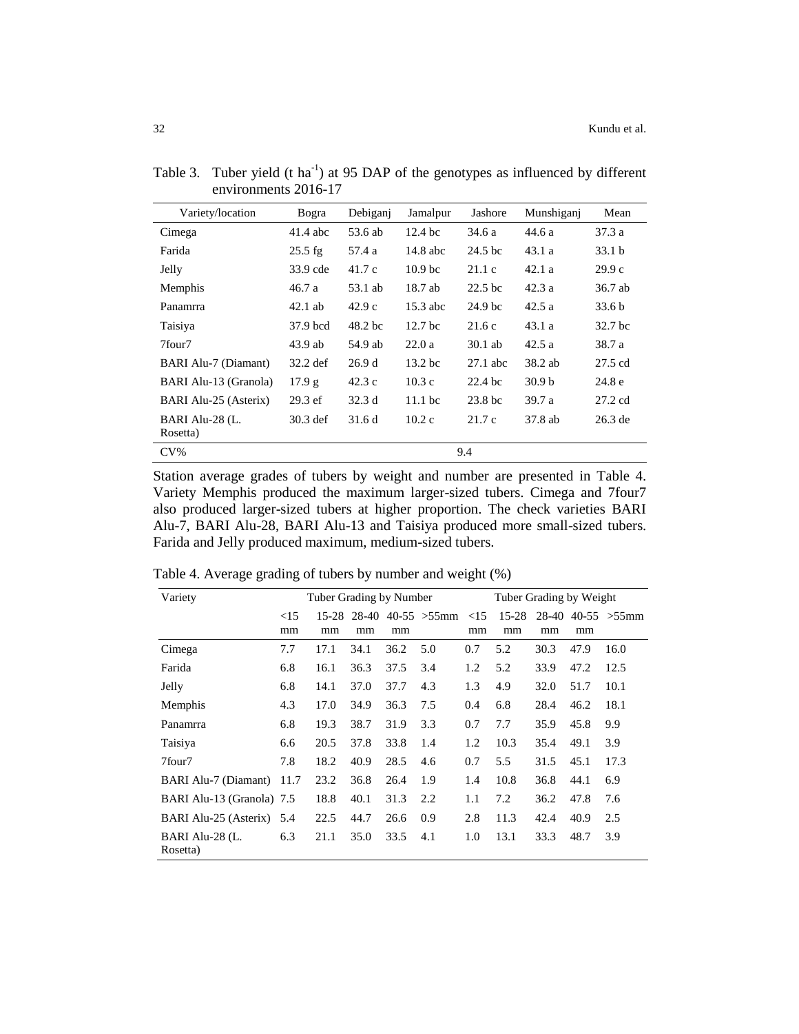Table 3. Tuber yield (t ha$^{-1}$) at 95 DAP of the genotypes as influenced by different environments 2016-17

| Variety/location | Bogra | Debiganj | Jamalpur | Jashore | Munshiganj | Mean |
|---|---|---|---|---|---|---|
| Cimega | 41.4 abc | 53.6 ab | 12.4 bc | 34.6 a | 44.6 a | 37.3 a |
| Farida | 25.5 fg | 57.4 a | 14.8 abc | 24.5 bc | 43.1 a | 33.1 b |
| Jelly | 33.9 cde | 41.7 c | 10.9 bc | 21.1 c | 42.1 a | 29.9 c |
| Memphis | 46.7 a | 53.1 ab | 18.7 ab | 22.5 bc | 42.3 a | 36.7 ab |
| Panamrra | 42.1 ab | 42.9 c | 15.3 abc | 24.9 bc | 42.5 a | 33.6 b |
| Taisiya | 37.9 bcd | 48.2 bc | 12.7 bc | 21.6 c | 43.1 a | 32.7 bc |
| 7four7 | 43.9 ab | 54.9 ab | 22.0 a | 30.1 ab | 42.5 a | 38.7 a |
| BARI Alu-7 (Diamant) | 32.2 def | 26.9 d | 13.2 bc | 27.1 abc | 38.2 ab | 27.5 cd |
| BARI Alu-13 (Granola) | 17.9 g | 42.3 c | 10.3 c | 22.4 bc | 30.9 b | 24.8 e |
| BARI Alu-25 (Asterix) | 29.3 ef | 32.3 d | 11.1 bc | 23.8 bc | 39.7 a | 27.2 cd |
| BARI Alu-28 (L. Rosetta) | 30.3 def | 31.6 d | 10.2 c | 21.7 c | 37.8 ab | 26.3 de |
| CV% | | | | 9.4 | | |

Station average grades of tubers by weight and number are presented in Table 4. Variety Memphis produced the maximum larger-sized tubers. Cimega and 7four7 also produced larger-sized tubers at higher proportion. The check varieties BARI Alu-7, BARI Alu-28, BARI Alu-13 and Taisiya produced more small-sized tubers. Farida and Jelly produced maximum, medium-sized tubers.

Table 4. Average grading of tubers by number and weight (%)

| Variety | Tuber Grading by Number | | | | | Tuber Grading by Weight | | | | |
|---|---|---|---|---|---|---|---|---|---|---|
| | <15 mm | 15-28 mm | 28-40 mm | 40-55 mm | >55mm | <15 mm | 15-28 mm | 28-40 mm | 40-55 mm | >55mm |
| Cimega | 7.7 | 17.1 | 34.1 | 36.2 | 5.0 | 0.7 | 5.2 | 30.3 | 47.9 | 16.0 |
| Farida | 6.8 | 16.1 | 36.3 | 37.5 | 3.4 | 1.2 | 5.2 | 33.9 | 47.2 | 12.5 |
| Jelly | 6.8 | 14.1 | 37.0 | 37.7 | 4.3 | 1.3 | 4.9 | 32.0 | 51.7 | 10.1 |
| Memphis | 4.3 | 17.0 | 34.9 | 36.3 | 7.5 | 0.4 | 6.8 | 28.4 | 46.2 | 18.1 |
| Panamrra | 6.8 | 19.3 | 38.7 | 31.9 | 3.3 | 0.7 | 7.7 | 35.9 | 45.8 | 9.9 |
| Taisiya | 6.6 | 20.5 | 37.8 | 33.8 | 1.4 | 1.2 | 10.3 | 35.4 | 49.1 | 3.9 |
| 7four7 | 7.8 | 18.2 | 40.9 | 28.5 | 4.6 | 0.7 | 5.5 | 31.5 | 45.1 | 17.3 |
| BARI Alu-7 (Diamant) | 11.7 | 23.2 | 36.8 | 26.4 | 1.9 | 1.4 | 10.8 | 36.8 | 44.1 | 6.9 |
| BARI Alu-13 (Granola) | 7.5 | 18.8 | 40.1 | 31.3 | 2.2 | 1.1 | 7.2 | 36.2 | 47.8 | 7.6 |
| BARI Alu-25 (Asterix) | 5.4 | 22.5 | 44.7 | 26.6 | 0.9 | 2.8 | 11.3 | 42.4 | 40.9 | 2.5 |
| BARI Alu-28 (L. Rosetta) | 6.3 | 21.1 | 35.0 | 33.5 | 4.1 | 1.0 | 13.1 | 33.3 | 48.7 | 3.9 |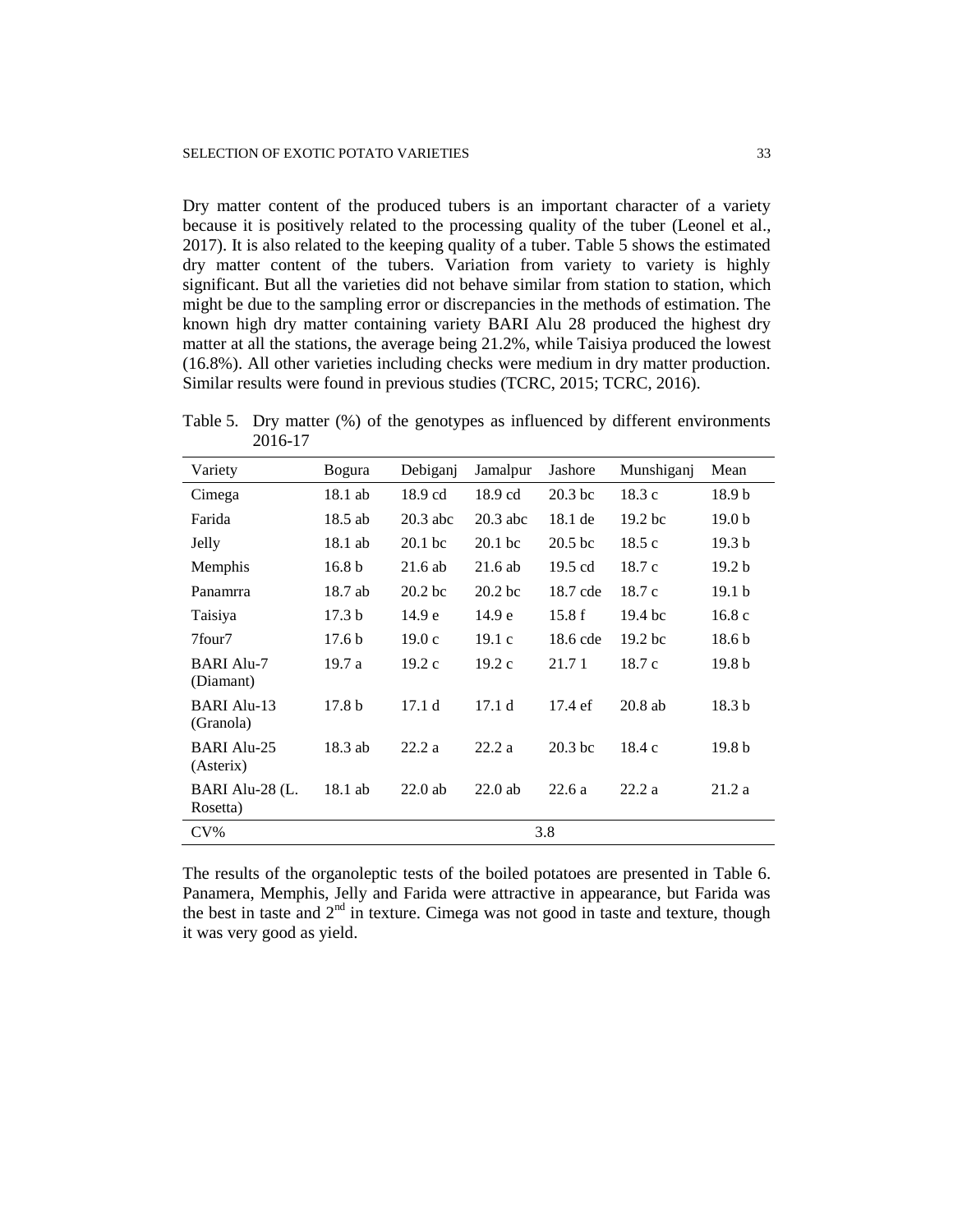Dry matter content of the produced tubers is an important character of a variety because it is positively related to the processing quality of the tuber (Leonel et al., 2017). It is also related to the keeping quality of a tuber. Table 5 shows the estimated dry matter content of the tubers. Variation from variety to variety is highly significant. But all the varieties did not behave similar from station to station, which might be due to the sampling error or discrepancies in the methods of estimation. The known high dry matter containing variety BARI Alu 28 produced the highest dry matter at all the stations, the average being 21.2%, while Taisiya produced the lowest (16.8%). All other varieties including checks were medium in dry matter production. Similar results were found in previous studies (TCRC, 2015; TCRC, 2016).

Table 5. Dry matter (%) of the genotypes as influenced by different environments 2016-17

| Variety | Bogura | Debiganj | Jamalpur | Jashore | Munshiganj | Mean |
|---|---|---|---|---|---|---|
| Cimega | 18.1 ab | 18.9 cd | 18.9 cd | 20.3 bc | 18.3 c | 18.9 b |
| Farida | 18.5 ab | 20.3 abc | 20.3 abc | 18.1 de | 19.2 bc | 19.0 b |
| Jelly | 18.1 ab | 20.1 bc | 20.1 bc | 20.5 bc | 18.5 c | 19.3 b |
| Memphis | 16.8 b | 21.6 ab | 21.6 ab | 19.5 cd | 18.7 c | 19.2 b |
| Panamrra | 18.7 ab | 20.2 bc | 20.2 bc | 18.7 cde | 18.7 c | 19.1 b |
| Taisiya | 17.3 b | 14.9 e | 14.9 e | 15.8 f | 19.4 bc | 16.8 c |
| 7four7 | 17.6 b | 19.0 c | 19.1 c | 18.6 cde | 19.2 bc | 18.6 b |
| BARI Alu-7 (Diamant) | 19.7 a | 19.2 c | 19.2 c | 21.7 1 | 18.7 c | 19.8 b |
| BARI Alu-13 (Granola) | 17.8 b | 17.1 d | 17.1 d | 17.4 ef | 20.8 ab | 18.3 b |
| BARI Alu-25 (Asterix) | 18.3 ab | 22.2 a | 22.2 a | 20.3 bc | 18.4 c | 19.8 b |
| BARI Alu-28 (L. Rosetta) | 18.1 ab | 22.0 ab | 22.0 ab | 22.6 a | 22.2 a | 21.2 a |
| CV% | | | 3.8 | | | |

The results of the organoleptic tests of the boiled potatoes are presented in Table 6. Panamera, Memphis, Jelly and Farida were attractive in appearance, but Farida was the best in taste and 2nd in texture. Cimega was not good in taste and texture, though it was very good as yield.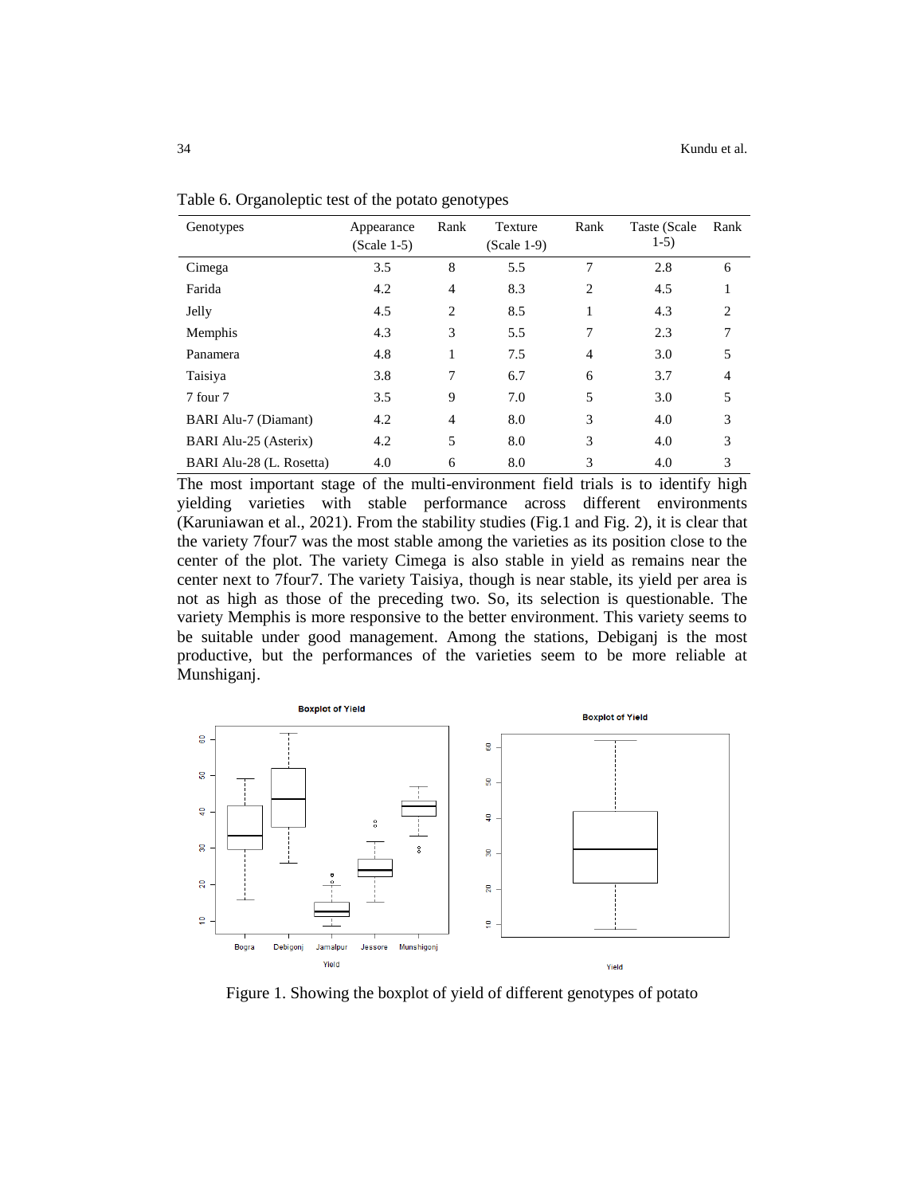Table 6. Organoleptic test of the potato genotypes

| Genotypes | Appearance (Scale 1-5) | Rank | Texture (Scale 1-9) | Rank | Taste (Scale 1-5) | Rank |
|---|---|---|---|---|---|---|
| Cimega | 3.5 | 8 | 5.5 | 7 | 2.8 | 6 |
| Farida | 4.2 | 4 | 8.3 | 2 | 4.5 | 1 |
| Jelly | 4.5 | 2 | 8.5 | 1 | 4.3 | 2 |
| Memphis | 4.3 | 3 | 5.5 | 7 | 2.3 | 7 |
| Panamera | 4.8 | 1 | 7.5 | 4 | 3.0 | 5 |
| Taisiya | 3.8 | 7 | 6.7 | 6 | 3.7 | 4 |
| 7 four 7 | 3.5 | 9 | 7.0 | 5 | 3.0 | 5 |
| BARI Alu-7 (Diamant) | 4.2 | 4 | 8.0 | 3 | 4.0 | 3 |
| BARI Alu-25 (Asterix) | 4.2 | 5 | 8.0 | 3 | 4.0 | 3 |
| BARI Alu-28 (L. Rosetta) | 4.0 | 6 | 8.0 | 3 | 4.0 | 3 |

The most important stage of the multi-environment field trials is to identify high yielding varieties with stable performance across different environments (Karuniawan et al., 2021). From the stability studies (Fig.1 and Fig. 2), it is clear that the variety 7four7 was the most stable among the varieties as its position close to the center of the plot. The variety Cimega is also stable in yield as remains near the center next to 7four7. The variety Taisiya, though is near stable, its yield per area is not as high as those of the preceding two. So, its selection is questionable. The variety Memphis is more responsive to the better environment. This variety seems to be suitable under good management. Among the stations, Debiganj is the most productive, but the performances of the varieties seem to be more reliable at Munshiganj.

Figure 1. Showing the boxplot of yield of different genotypes of potato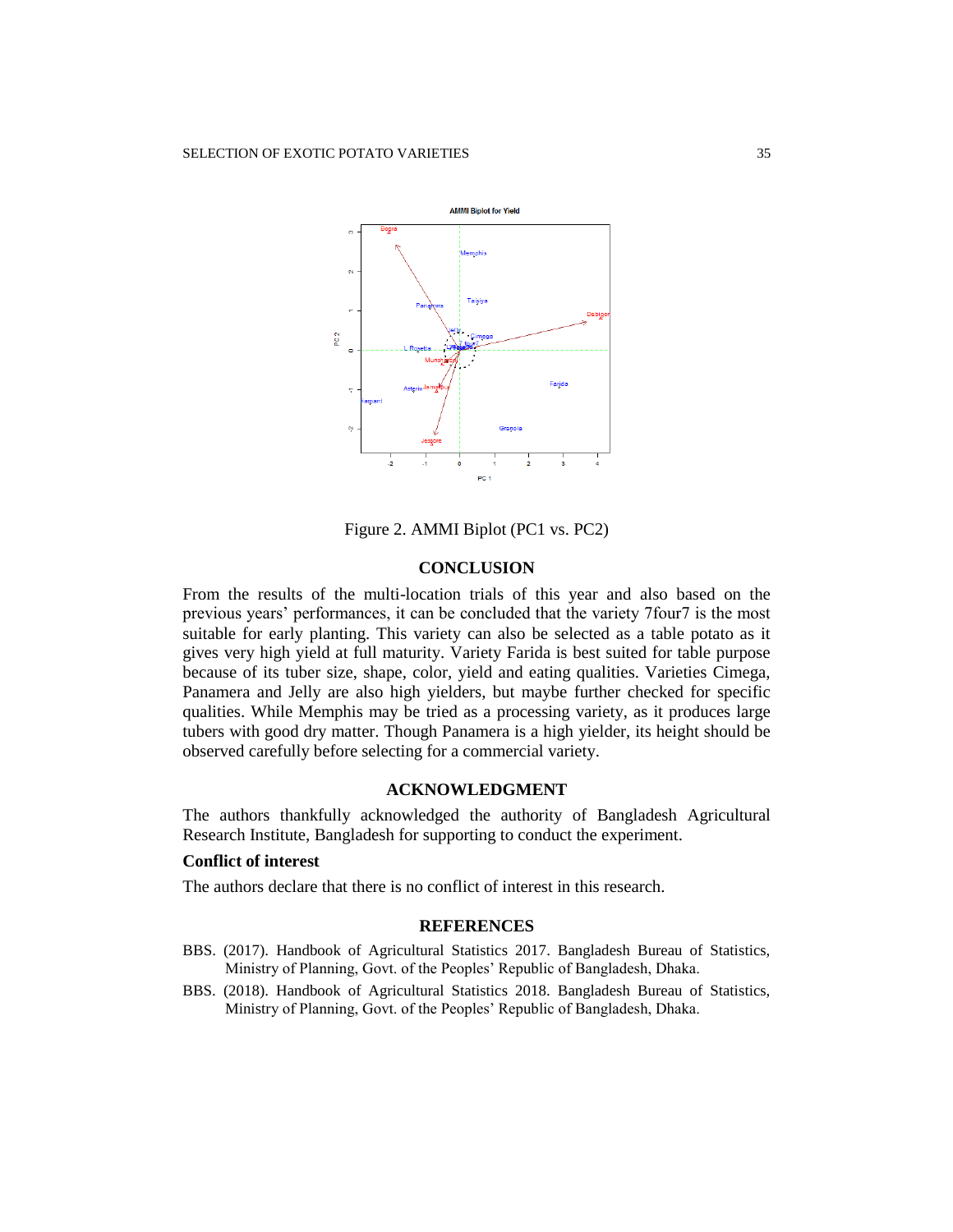Figure 2. AMMI Biplot (PC1 vs. PC2)

## CONCLUSION

From the results of the multi-location trials of this year and also based on the previous years' performances, it can be concluded that the variety 7four7 is the most suitable for early planting. This variety can also be selected as a table potato as it gives very high yield at full maturity. Variety Farida is best suited for table purpose because of its tuber size, shape, color, yield and eating qualities. Varieties Cimega, Panamera and Jelly are also high yielders, but maybe further checked for specific qualities. While Memphis may be tried as a processing variety, as it produces large tubers with good dry matter. Though Panamera is a high yielder, its height should be observed carefully before selecting for a commercial variety.

## ACKNOWLEDGMENT

The authors thankfully acknowledged the authority of Bangladesh Agricultural Research Institute, Bangladesh for supporting to conduct the experiment.

### Conflict of interest

The authors declare that there is no conflict of interest in this research.

## REFERENCES

BBS. (2017). Handbook of Agricultural Statistics 2017. Bangladesh Bureau of Statistics, Ministry of Planning, Govt. of the Peoples' Republic of Bangladesh, Dhaka.

BBS. (2018). Handbook of Agricultural Statistics 2018. Bangladesh Bureau of Statistics, Ministry of Planning, Govt. of the Peoples' Republic of Bangladesh, Dhaka.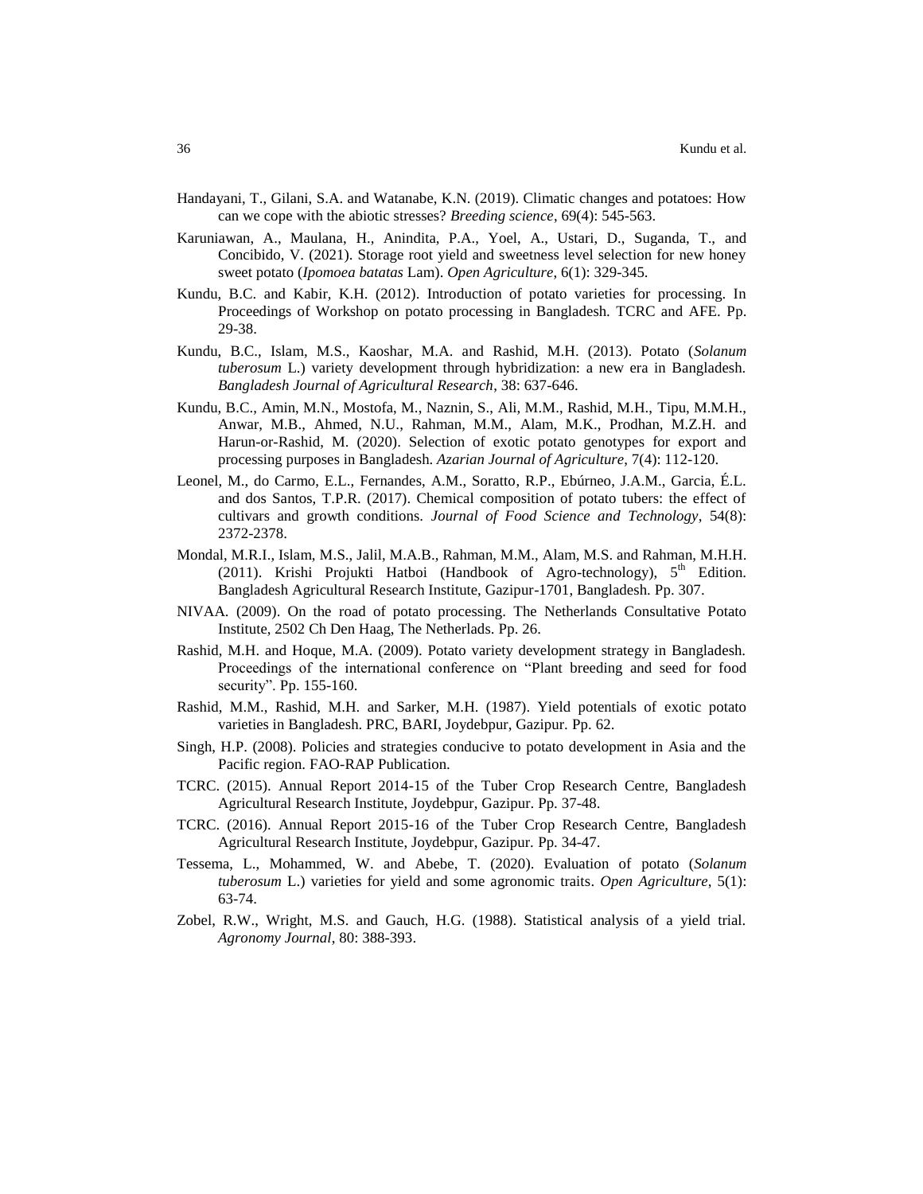Handayani, T., Gilani, S.A. and Watanabe, K.N. (2019). Climatic changes and potatoes: How can we cope with the abiotic stresses? *Breeding science*, 69(4): 545-563.

Karuniawan, A., Maulana, H., Anindita, P.A., Yoel, A., Ustari, D., Suganda, T., and Concibido, V. (2021). Storage root yield and sweetness level selection for new honey sweet potato (*Ipomoea batatas* Lam). *Open Agriculture*, 6(1): 329-345.

Kundu, B.C. and Kabir, K.H. (2012). Introduction of potato varieties for processing. In Proceedings of Workshop on potato processing in Bangladesh. TCRC and AFE. Pp. 29-38.

Kundu, B.C., Islam, M.S., Kaoshar, M.A. and Rashid, M.H. (2013). Potato (*Solanum tuberosum* L.) variety development through hybridization: a new era in Bangladesh. *Bangladesh Journal of Agricultural Research*, 38: 637-646.

Kundu, B.C., Amin, M.N., Mostofa, M., Naznin, S., Ali, M.M., Rashid, M.H., Tipu, M.M.H., Anwar, M.B., Ahmed, N.U., Rahman, M.M., Alam, M.K., Prodhan, M.Z.H. and Harun-or-Rashid, M. (2020). Selection of exotic potato genotypes for export and processing purposes in Bangladesh. *Azarian Journal of Agriculture*, 7(4): 112-120.

Leonel, M., do Carmo, E.L., Fernandes, A.M., Soratto, R.P., Ebúrneo, J.A.M., Garcia, É.L. and dos Santos, T.P.R. (2017). Chemical composition of potato tubers: the effect of cultivars and growth conditions. *Journal of Food Science and Technology*, 54(8): 2372-2378.

Mondal, M.R.I., Islam, M.S., Jalil, M.A.B., Rahman, M.M., Alam, M.S. and Rahman, M.H.H. (2011). Krishi Projukti Hatboi (Handbook of Agro-technology), 5th Edition. Bangladesh Agricultural Research Institute, Gazipur-1701, Bangladesh. Pp. 307.

NIVAA. (2009). On the road of potato processing. The Netherlands Consultative Potato Institute, 2502 Ch Den Haag, The Netherlads. Pp. 26.

Rashid, M.H. and Hoque, M.A. (2009). Potato variety development strategy in Bangladesh. Proceedings of the international conference on "Plant breeding and seed for food security". Pp. 155-160.

Rashid, M.M., Rashid, M.H. and Sarker, M.H. (1987). Yield potentials of exotic potato varieties in Bangladesh. PRC, BARI, Joydebpur, Gazipur. Pp. 62.

Singh, H.P. (2008). Policies and strategies conducive to potato development in Asia and the Pacific region. FAO-RAP Publication.

TCRC. (2015). Annual Report 2014-15 of the Tuber Crop Research Centre, Bangladesh Agricultural Research Institute, Joydebpur, Gazipur. Pp. 37-48.

TCRC. (2016). Annual Report 2015-16 of the Tuber Crop Research Centre, Bangladesh Agricultural Research Institute, Joydebpur, Gazipur. Pp. 34-47.

Tessema, L., Mohammed, W. and Abebe, T. (2020). Evaluation of potato (*Solanum tuberosum* L.) varieties for yield and some agronomic traits. *Open Agriculture*, 5(1): 63-74.

Zobel, R.W., Wright, M.S. and Gauch, H.G. (1988). Statistical analysis of a yield trial. *Agronomy Journal*, 80: 388-393.